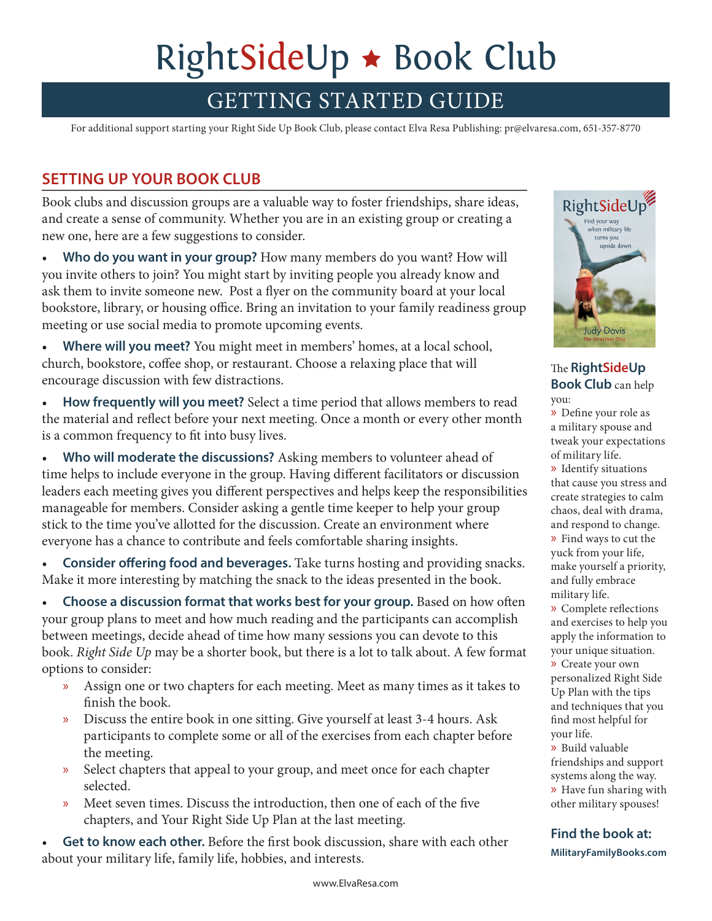# RightSideUp ★ Book Club

## GETTING STARTED GUIDE

For additional support starting your Right Side Up Book Club, please contact Elva Resa Publishing: pr@elvaresa.com, 651-357-8770

## SETTING UP YOUR BOOK CLUB

Book clubs and discussion groups are a valuable way to foster friendships, share ideas, and create a sense of community. Whether you are in an existing group or creating a new one, here are a few suggestions to consider.

- **Who do you want in your group?** How many members do you want? How will you invite others to join? You might start by inviting people you already know and ask them to invite someone new. Post a flyer on the community board at your local bookstore, library, or housing office. Bring an invitation to your family readiness group meeting or use social media to promote upcoming events.
- **Where will you meet?** You might meet in members' homes, at a local school, church, bookstore, coffee shop, or restaurant. Choose a relaxing place that will encourage discussion with few distractions.
- **How frequently will you meet?** Select a time period that allows members to read the material and reflect before your next meeting. Once a month or every other month is a common frequency to fit into busy lives.
- **Who will moderate the discussions?** Asking members to volunteer ahead of time helps to include everyone in the group. Having different facilitators or discussion leaders each meeting gives you different perspectives and helps keep the responsibilities manageable for members. Consider asking a gentle time keeper to help your group stick to the time you've allotted for the discussion. Create an environment where everyone has a chance to contribute and feels comfortable sharing insights.
- **Consider offering food and beverages.** Take turns hosting and providing snacks. Make it more interesting by matching the snack to the ideas presented in the book.
- **Choose a discussion format that works best for your group.** Based on how often your group plans to meet and how much reading and the participants can accomplish between meetings, decide ahead of time how many sessions you can devote to this book. *Right Side Up* may be a shorter book, but there is a lot to talk about. A few format options to consider:
  - Assign one or two chapters for each meeting. Meet as many times as it takes to finish the book.
  - Discuss the entire book in one sitting. Give yourself at least 3-4 hours. Ask participants to complete some or all of the exercises from each chapter before the meeting.
  - Select chapters that appeal to your group, and meet once for each chapter selected.
  - Meet seven times. Discuss the introduction, then one of each of the five chapters, and Your Right Side Up Plan at the last meeting.
- **Get to know each other.** Before the first book discussion, share with each other about your military life, family life, hobbies, and interests.

RightSideUp
Find your way when military life turns you upside down
Judy Davis
The Direction Diva

The **RightSideUp Book Club** can help you:

- Define your role as a military spouse and tweak your expectations of military life.
- Identify situations that cause you stress and create strategies to calm chaos, deal with drama, and respond to change.
- Find ways to cut the yuck from your life, make yourself a priority, and fully embrace military life.
- Complete reflections and exercises to help you apply the information to your unique situation.
- Create your own personalized Right Side Up Plan with the tips and techniques that you find most helpful for your life.
- Build valuable friendships and support systems along the way.
- Have fun sharing with other military spouses!

**Find the book at:**
**MilitaryFamilyBooks.com**

www.ElvaResa.com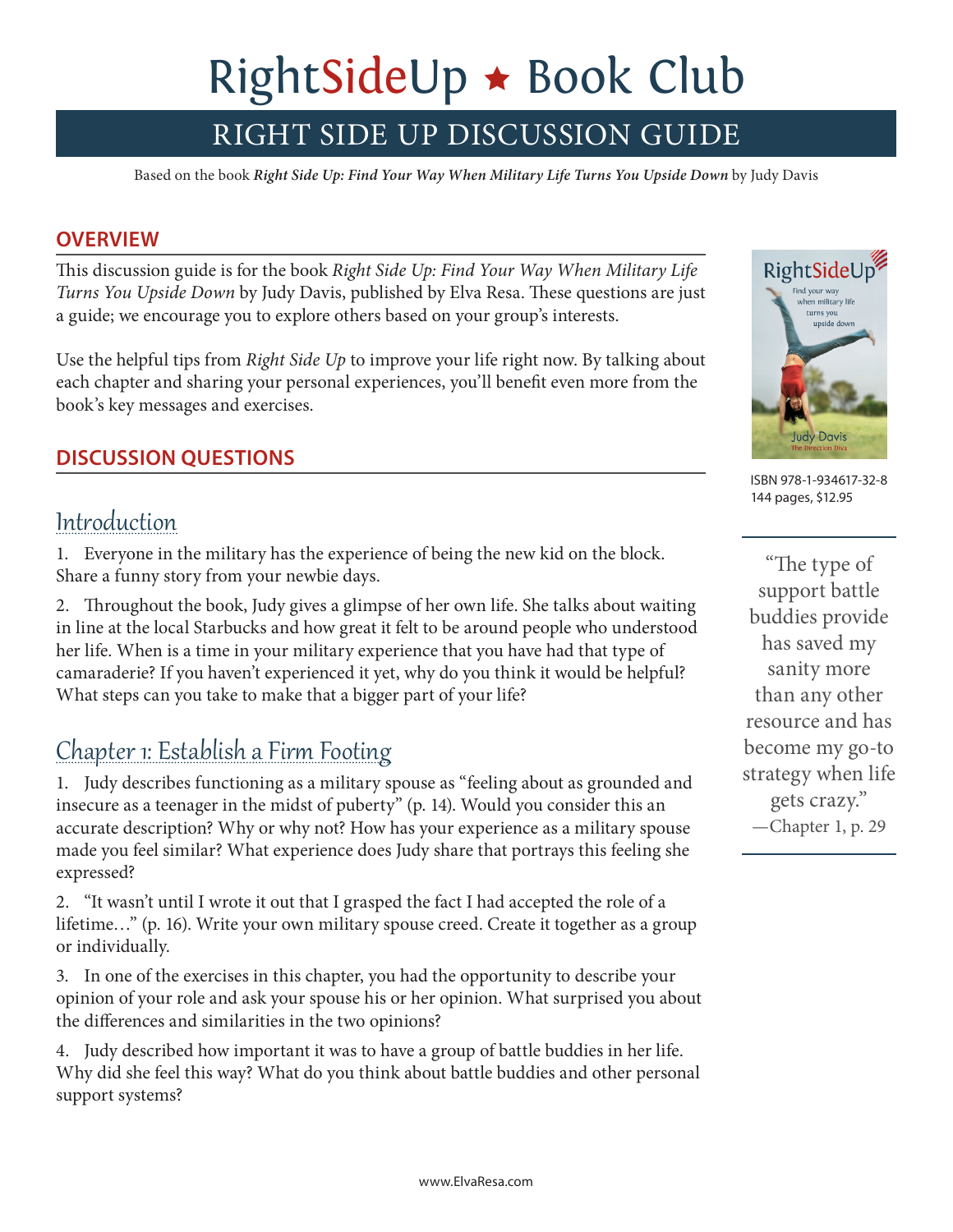# RightSideUp ★ Book Club

## RIGHT SIDE UP DISCUSSION GUIDE

Based on the book ***Right Side Up: Find Your Way When Military Life Turns You Upside Down*** by Judy Davis

### OVERVIEW

This discussion guide is for the book *Right Side Up: Find Your Way When Military Life Turns You Upside Down* by Judy Davis, published by Elva Resa. These questions are just a guide; we encourage you to explore others based on your group's interests.

Use the helpful tips from *Right Side Up* to improve your life right now. By talking about each chapter and sharing your personal experiences, you'll benefit even more from the book's key messages and exercises.

ISBN 978-1-934617-32-8
144 pages, $12.95

> "The type of support battle buddies provide has saved my sanity more than any other resource and has become my go-to strategy when life gets crazy."
> —Chapter 1, p. 29

### DISCUSSION QUESTIONS

#### Introduction

1. Everyone in the military has the experience of being the new kid on the block. Share a funny story from your newbie days.

2. Throughout the book, Judy gives a glimpse of her own life. She talks about waiting in line at the local Starbucks and how great it felt to be around people who understood her life. When is a time in your military experience that you have had that type of camaraderie? If you haven't experienced it yet, why do you think it would be helpful? What steps can you take to make that a bigger part of your life?

#### Chapter 1: Establish a Firm Footing

1. Judy describes functioning as a military spouse as "feeling about as grounded and insecure as a teenager in the midst of puberty" (p. 14). Would you consider this an accurate description? Why or why not? How has your experience as a military spouse made you feel similar? What experience does Judy share that portrays this feeling she expressed?

2. "It wasn't until I wrote it out that I grasped the fact I had accepted the role of a lifetime…" (p. 16). Write your own military spouse creed. Create it together as a group or individually.

3. In one of the exercises in this chapter, you had the opportunity to describe your opinion of your role and ask your spouse his or her opinion. What surprised you about the differences and similarities in the two opinions?

4. Judy described how important it was to have a group of battle buddies in her life. Why did she feel this way? What do you think about battle buddies and other personal support systems?

www.ElvaResa.com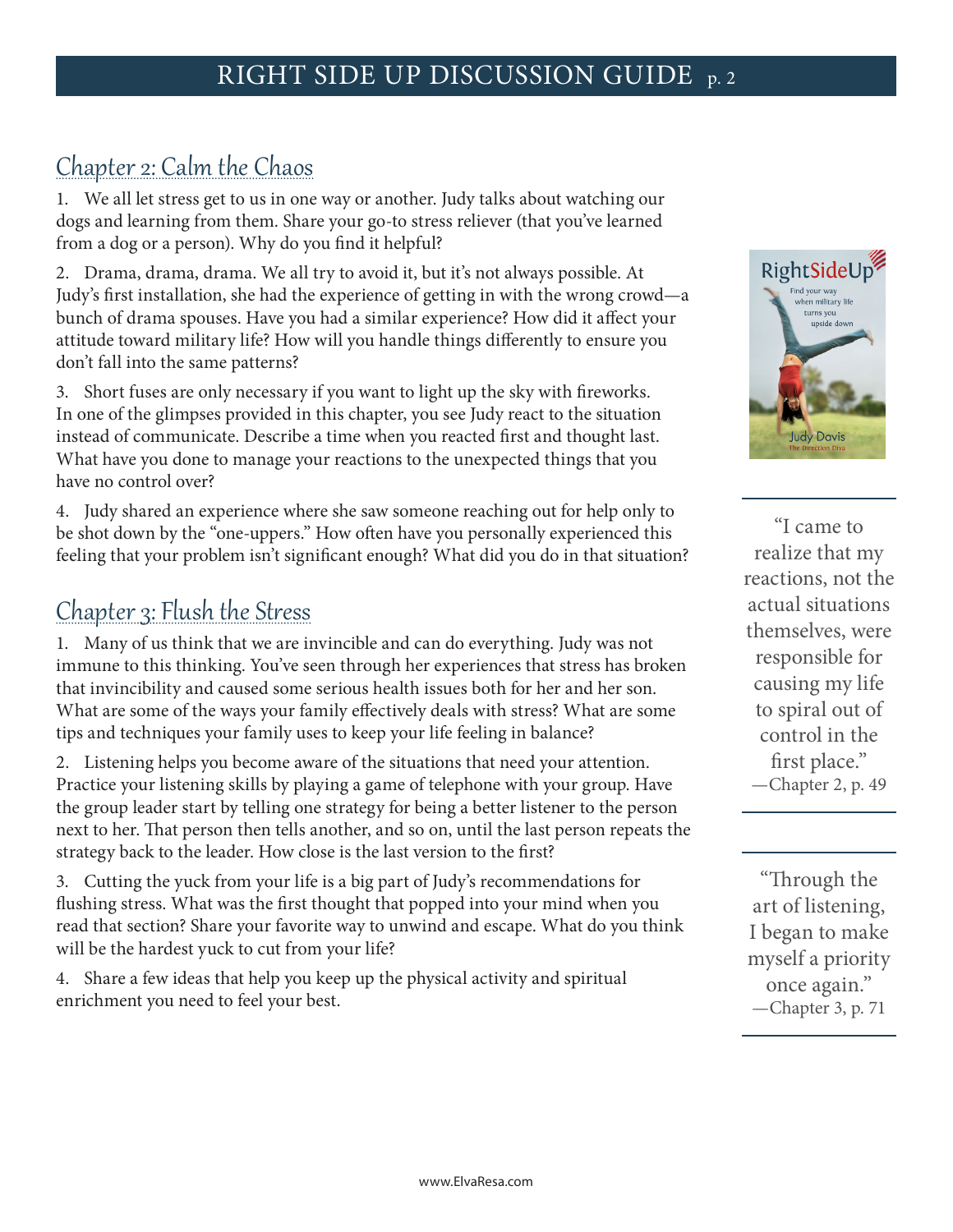## Chapter 2: Calm the Chaos

1. We all let stress get to us in one way or another. Judy talks about watching our dogs and learning from them. Share your go-to stress reliever (that you've learned from a dog or a person). Why do you find it helpful?

2. Drama, drama, drama. We all try to avoid it, but it's not always possible. At Judy's first installation, she had the experience of getting in with the wrong crowd—a bunch of drama spouses. Have you had a similar experience? How did it affect your attitude toward military life? How will you handle things differently to ensure you don't fall into the same patterns?

3. Short fuses are only necessary if you want to light up the sky with fireworks. In one of the glimpses provided in this chapter, you see Judy react to the situation instead of communicate. Describe a time when you reacted first and thought last. What have you done to manage your reactions to the unexpected things that you have no control over?

4. Judy shared an experience where she saw someone reaching out for help only to be shot down by the "one-uppers." How often have you personally experienced this feeling that your problem isn't significant enough? What did you do in that situation?

"I came to realize that my reactions, not the actual situations themselves, were responsible for causing my life to spiral out of control in the first place."
—Chapter 2, p. 49

## Chapter 3: Flush the Stress

1. Many of us think that we are invincible and can do everything. Judy was not immune to this thinking. You've seen through her experiences that stress has broken that invincibility and caused some serious health issues both for her and her son. What are some of the ways your family effectively deals with stress? What are some tips and techniques your family uses to keep your life feeling in balance?

2. Listening helps you become aware of the situations that need your attention. Practice your listening skills by playing a game of telephone with your group. Have the group leader start by telling one strategy for being a better listener to the person next to her. That person then tells another, and so on, until the last person repeats the strategy back to the leader. How close is the last version to the first?

3. Cutting the yuck from your life is a big part of Judy's recommendations for flushing stress. What was the first thought that popped into your mind when you read that section? Share your favorite way to unwind and escape. What do you think will be the hardest yuck to cut from your life?

4. Share a few ideas that help you keep up the physical activity and spiritual enrichment you need to feel your best.

"Through the art of listening, I began to make myself a priority once again."
—Chapter 3, p. 71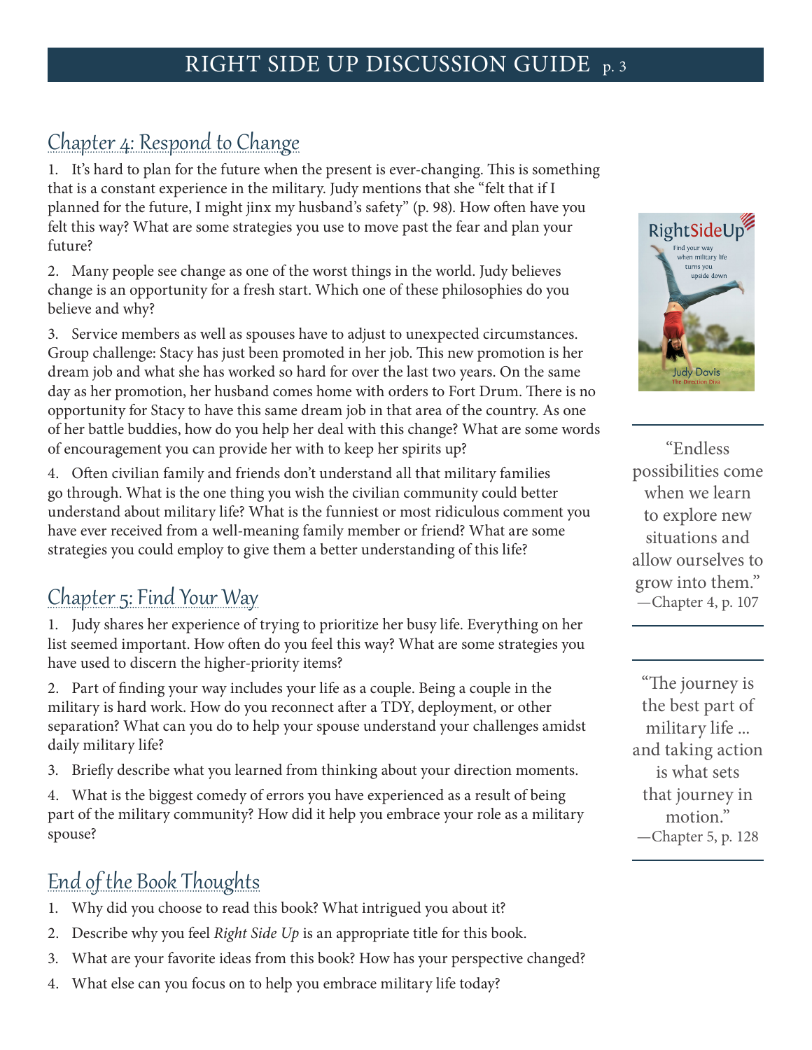## Chapter 4: Respond to Change

1. It's hard to plan for the future when the present is ever-changing. This is something that is a constant experience in the military. Judy mentions that she "felt that if I planned for the future, I might jinx my husband's safety" (p. 98). How often have you felt this way? What are some strategies you use to move past the fear and plan your future?

2. Many people see change as one of the worst things in the world. Judy believes change is an opportunity for a fresh start. Which one of these philosophies do you believe and why?

3. Service members as well as spouses have to adjust to unexpected circumstances. Group challenge: Stacy has just been promoted in her job. This new promotion is her dream job and what she has worked so hard for over the last two years. On the same day as her promotion, her husband comes home with orders to Fort Drum. There is no opportunity for Stacy to have this same dream job in that area of the country. As one of her battle buddies, how do you help her deal with this change? What are some words of encouragement you can provide her with to keep her spirits up?

4. Often civilian family and friends don't understand all that military families go through. What is the one thing you wish the civilian community could better understand about military life? What is the funniest or most ridiculous comment you have ever received from a well-meaning family member or friend? What are some strategies you could employ to give them a better understanding of this life?

"Endless possibilities come when we learn to explore new situations and allow ourselves to grow into them."
—Chapter 4, p. 107

## Chapter 5: Find Your Way

1. Judy shares her experience of trying to prioritize her busy life. Everything on her list seemed important. How often do you feel this way? What are some strategies you have used to discern the higher-priority items?

2. Part of finding your way includes your life as a couple. Being a couple in the military is hard work. How do you reconnect after a TDY, deployment, or other separation? What can you do to help your spouse understand your challenges amidst daily military life?

3. Briefly describe what you learned from thinking about your direction moments.

4. What is the biggest comedy of errors you have experienced as a result of being part of the military community? How did it help you embrace your role as a military spouse?

"The journey is the best part of military life ... and taking action is what sets that journey in motion."
—Chapter 5, p. 128

## End of the Book Thoughts

1. Why did you choose to read this book? What intrigued you about it?
2. Describe why you feel *Right Side Up* is an appropriate title for this book.
3. What are your favorite ideas from this book? How has your perspective changed?
4. What else can you focus on to help you embrace military life today?